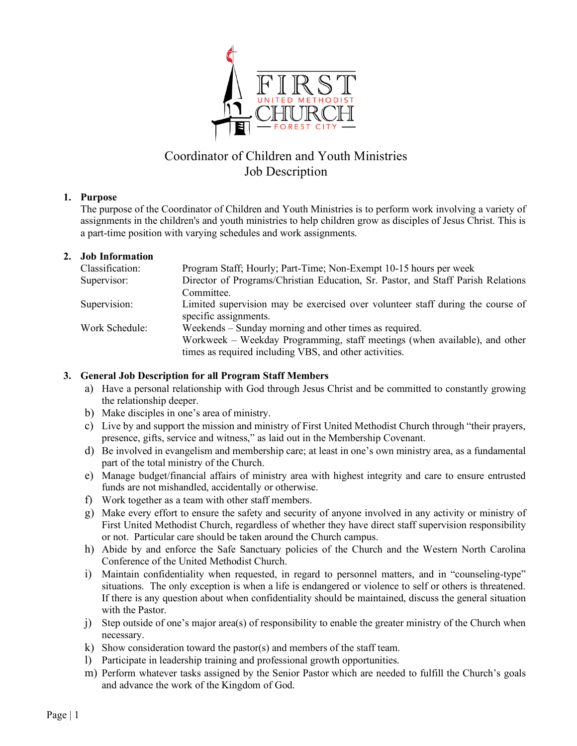FIRST UNITED METHODIST CHURCH FOREST CITY

# Coordinator of Children and Youth Ministries
# Job Description

## 1. Purpose

The purpose of the Coordinator of Children and Youth Ministries is to perform work involving a variety of assignments in the children's and youth ministries to help children grow as disciples of Jesus Christ. This is a part-time position with varying schedules and work assignments.

## 2. Job Information

| | |
|---|---|
| Classification: | Program Staff; Hourly; Part-Time; Non-Exempt 10-15 hours per week |
| Supervisor: | Director of Programs/Christian Education, Sr. Pastor, and Staff Parish Relations Committee. |
| Supervision: | Limited supervision may be exercised over volunteer staff during the course of specific assignments. |
| Work Schedule: | Weekends – Sunday morning and other times as required.<br>Workweek – Weekday Programming, staff meetings (when available), and other times as required including VBS, and other activities. |

## 3. General Job Description for all Program Staff Members

a) Have a personal relationship with God through Jesus Christ and be committed to constantly growing the relationship deeper.

b) Make disciples in one's area of ministry.

c) Live by and support the mission and ministry of First United Methodist Church through "their prayers, presence, gifts, service and witness," as laid out in the Membership Covenant.

d) Be involved in evangelism and membership care; at least in one's own ministry area, as a fundamental part of the total ministry of the Church.

e) Manage budget/financial affairs of ministry area with highest integrity and care to ensure entrusted funds are not mishandled, accidentally or otherwise.

f) Work together as a team with other staff members.

g) Make every effort to ensure the safety and security of anyone involved in any activity or ministry of First United Methodist Church, regardless of whether they have direct staff supervision responsibility or not. Particular care should be taken around the Church campus.

h) Abide by and enforce the Safe Sanctuary policies of the Church and the Western North Carolina Conference of the United Methodist Church.

i) Maintain confidentiality when requested, in regard to personnel matters, and in "counseling-type" situations. The only exception is when a life is endangered or violence to self or others is threatened. If there is any question about when confidentiality should be maintained, discuss the general situation with the Pastor.

j) Step outside of one's major area(s) of responsibility to enable the greater ministry of the Church when necessary.

k) Show consideration toward the pastor(s) and members of the staff team.

l) Participate in leadership training and professional growth opportunities.

m) Perform whatever tasks assigned by the Senior Pastor which are needed to fulfill the Church's goals and advance the work of the Kingdom of God.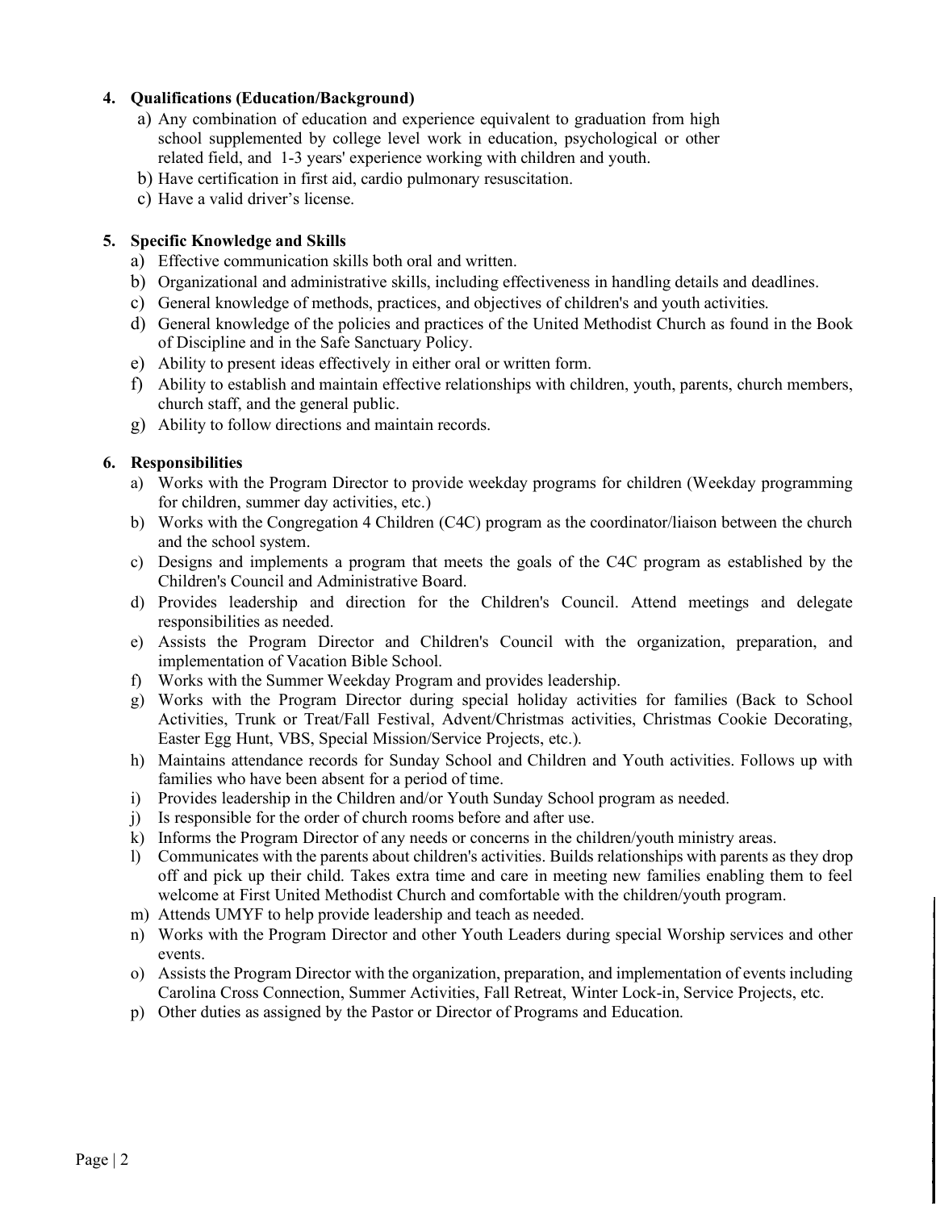4. **Qualifications (Education/Background)**
    a) Any combination of education and experience equivalent to graduation from high school supplemented by college level work in education, psychological or other related field, and 1-3 years' experience working with children and youth.
    b) Have certification in first aid, cardio pulmonary resuscitation.
    c) Have a valid driver's license.

5. **Specific Knowledge and Skills**
    a) Effective communication skills both oral and written.
    b) Organizational and administrative skills, including effectiveness in handling details and deadlines.
    c) General knowledge of methods, practices, and objectives of children's and youth activities.
    d) General knowledge of the policies and practices of the United Methodist Church as found in the Book of Discipline and in the Safe Sanctuary Policy.
    e) Ability to present ideas effectively in either oral or written form.
    f) Ability to establish and maintain effective relationships with children, youth, parents, church members, church staff, and the general public.
    g) Ability to follow directions and maintain records.

6. **Responsibilities**
    a) Works with the Program Director to provide weekday programs for children (Weekday programming for children, summer day activities, etc.)
    b) Works with the Congregation 4 Children (C4C) program as the coordinator/liaison between the church and the school system.
    c) Designs and implements a program that meets the goals of the C4C program as established by the Children's Council and Administrative Board.
    d) Provides leadership and direction for the Children's Council. Attend meetings and delegate responsibilities as needed.
    e) Assists the Program Director and Children's Council with the organization, preparation, and implementation of Vacation Bible School.
    f) Works with the Summer Weekday Program and provides leadership.
    g) Works with the Program Director during special holiday activities for families (Back to School Activities, Trunk or Treat/Fall Festival, Advent/Christmas activities, Christmas Cookie Decorating, Easter Egg Hunt, VBS, Special Mission/Service Projects, etc.).
    h) Maintains attendance records for Sunday School and Children and Youth activities. Follows up with families who have been absent for a period of time.
    i) Provides leadership in the Children and/or Youth Sunday School program as needed.
    j) Is responsible for the order of church rooms before and after use.
    k) Informs the Program Director of any needs or concerns in the children/youth ministry areas.
    l) Communicates with the parents about children's activities. Builds relationships with parents as they drop off and pick up their child. Takes extra time and care in meeting new families enabling them to feel welcome at First United Methodist Church and comfortable with the children/youth program.
    m) Attends UMYF to help provide leadership and teach as needed.
    n) Works with the Program Director and other Youth Leaders during special Worship services and other events.
    o) Assists the Program Director with the organization, preparation, and implementation of events including Carolina Cross Connection, Summer Activities, Fall Retreat, Winter Lock-in, Service Projects, etc.
    p) Other duties as assigned by the Pastor or Director of Programs and Education.